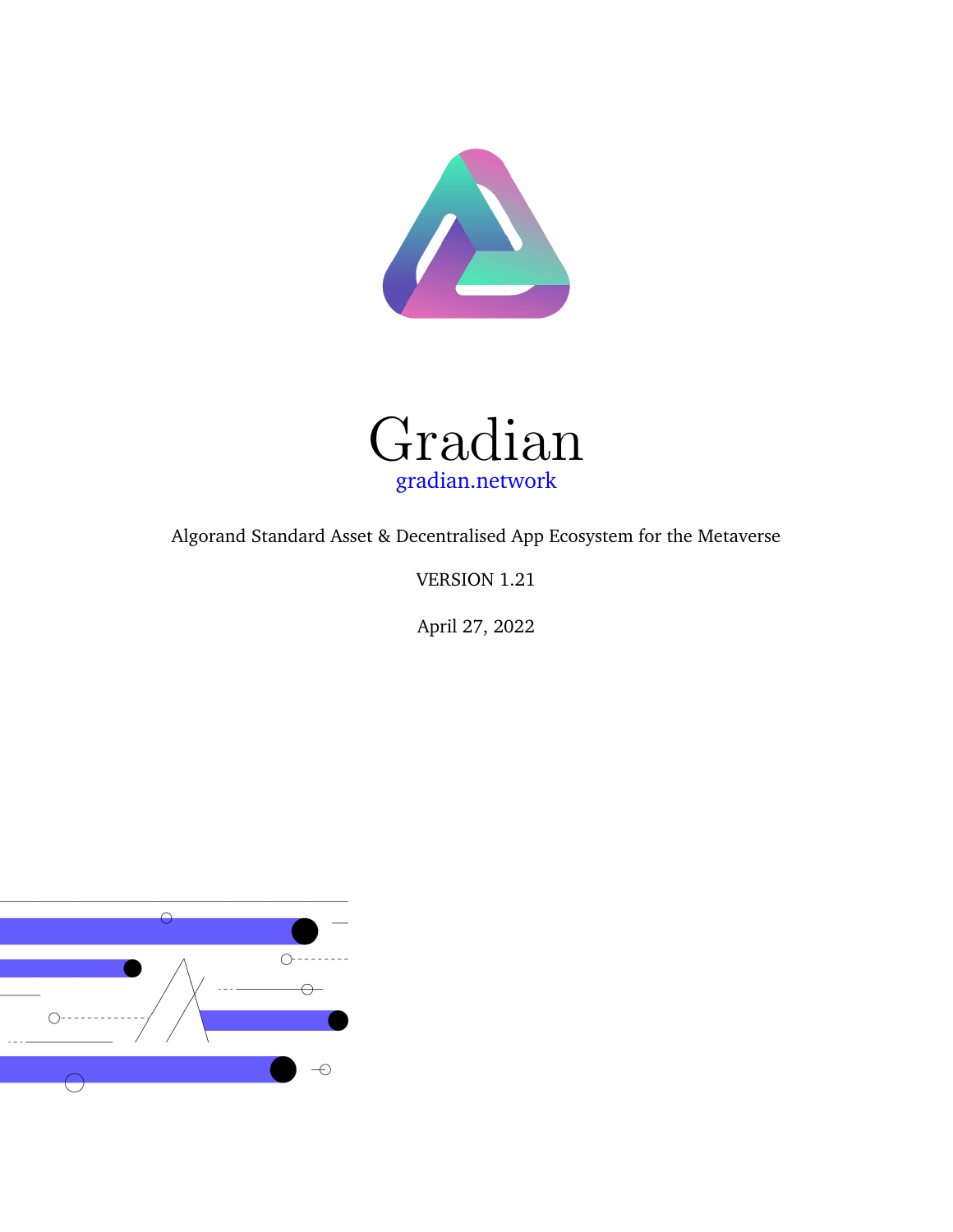# Gradian

gradian.network

Algorand Standard Asset & Decentralised App Ecosystem for the Metaverse

VERSION 1.21

April 27, 2022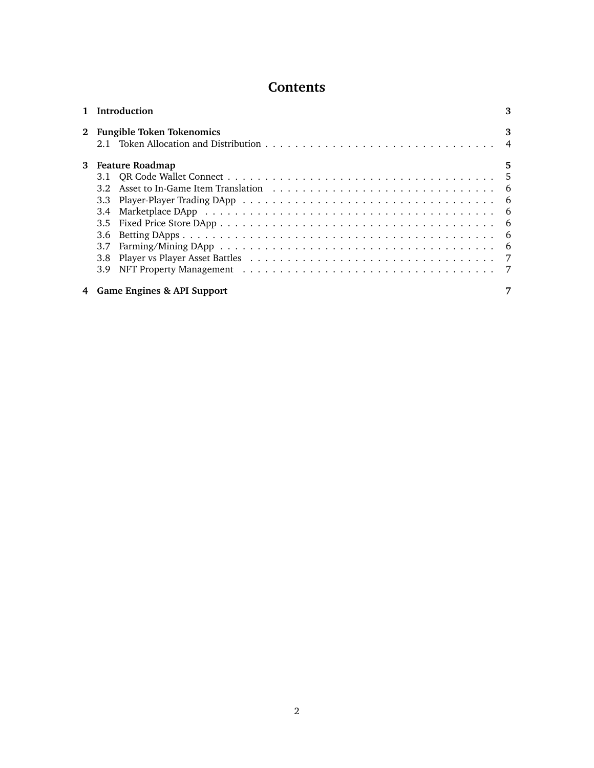# Contents

**1 Introduction** **3**

**2 Fungible Token Tokenomics** **3**
- 2.1 Token Allocation and Distribution . . . . . . . . . . 4

**3 Feature Roadmap** **5**
- 3.1 QR Code Wallet Connect . . . . . . . . . . 5
- 3.2 Asset to In-Game Item Translation . . . . . . . . . . 6
- 3.3 Player-Player Trading DApp . . . . . . . . . . 6
- 3.4 Marketplace DApp . . . . . . . . . . 6
- 3.5 Fixed Price Store DApp . . . . . . . . . . 6
- 3.6 Betting DApps . . . . . . . . . . 6
- 3.7 Farming/Mining DApp . . . . . . . . . . 6
- 3.8 Player vs Player Asset Battles . . . . . . . . . . 7
- 3.9 NFT Property Management . . . . . . . . . . 7

**4 Game Engines & API Support** **7**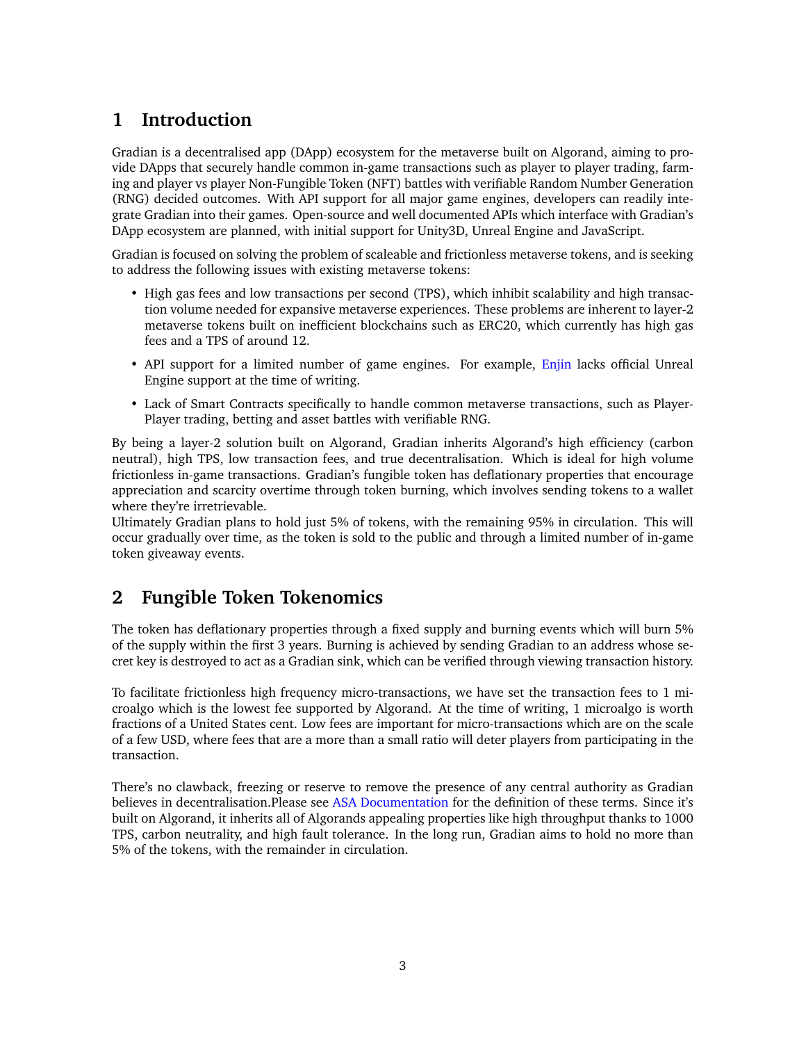# 1 Introduction

Gradian is a decentralised app (DApp) ecosystem for the metaverse built on Algorand, aiming to provide DApps that securely handle common in-game transactions such as player to player trading, farming and player vs player Non-Fungible Token (NFT) battles with verifiable Random Number Generation (RNG) decided outcomes. With API support for all major game engines, developers can readily integrate Gradian into their games. Open-source and well documented APIs which interface with Gradian's DApp ecosystem are planned, with initial support for Unity3D, Unreal Engine and JavaScript.

Gradian is focused on solving the problem of scaleable and frictionless metaverse tokens, and is seeking to address the following issues with existing metaverse tokens:

- High gas fees and low transactions per second (TPS), which inhibit scalability and high transaction volume needed for expansive metaverse experiences. These problems are inherent to layer-2 metaverse tokens built on inefficient blockchains such as ERC20, which currently has high gas fees and a TPS of around 12.
- API support for a limited number of game engines. For example, Enjin lacks official Unreal Engine support at the time of writing.
- Lack of Smart Contracts specifically to handle common metaverse transactions, such as Player-Player trading, betting and asset battles with verifiable RNG.

By being a layer-2 solution built on Algorand, Gradian inherits Algorand's high efficiency (carbon neutral), high TPS, low transaction fees, and true decentralisation. Which is ideal for high volume frictionless in-game transactions. Gradian's fungible token has deflationary properties that encourage appreciation and scarcity overtime through token burning, which involves sending tokens to a wallet where they're irretrievable.
Ultimately Gradian plans to hold just 5% of tokens, with the remaining 95% in circulation. This will occur gradually over time, as the token is sold to the public and through a limited number of in-game token giveaway events.

# 2 Fungible Token Tokenomics

The token has deflationary properties through a fixed supply and burning events which will burn 5% of the supply within the first 3 years. Burning is achieved by sending Gradian to an address whose secret key is destroyed to act as a Gradian sink, which can be verified through viewing transaction history.

To facilitate frictionless high frequency micro-transactions, we have set the transaction fees to 1 microalgo which is the lowest fee supported by Algorand. At the time of writing, 1 microalgo is worth fractions of a United States cent. Low fees are important for micro-transactions which are on the scale of a few USD, where fees that are a more than a small ratio will deter players from participating in the transaction.

There's no clawback, freezing or reserve to remove the presence of any central authority as Gradian believes in decentralisation.Please see ASA Documentation for the definition of these terms. Since it's built on Algorand, it inherits all of Algorands appealing properties like high throughput thanks to 1000 TPS, carbon neutrality, and high fault tolerance. In the long run, Gradian aims to hold no more than 5% of the tokens, with the remainder in circulation.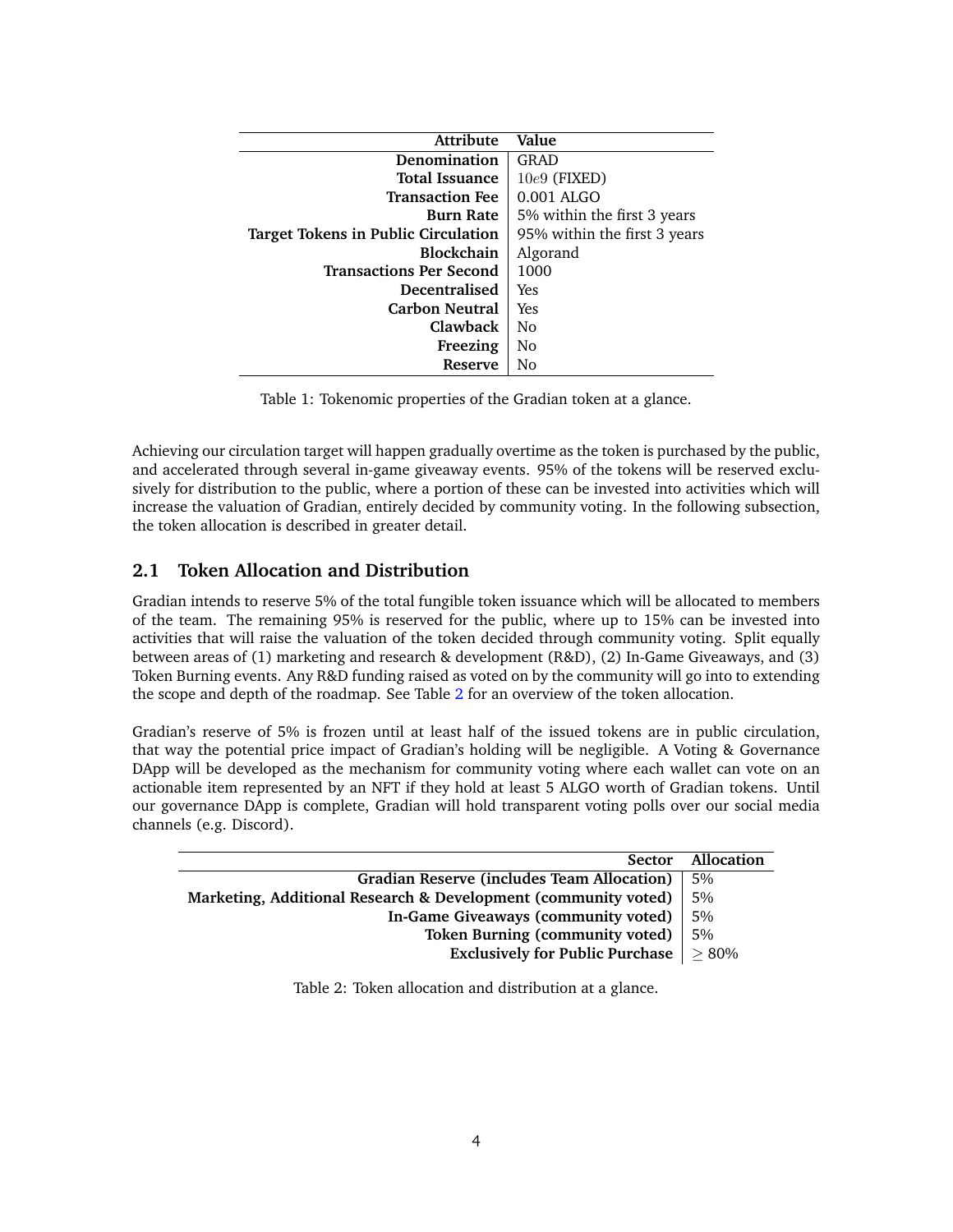| Attribute | Value |
|---:|---|
| **Denomination** | GRAD |
| **Total Issuance** | $10e9$ (FIXED) |
| **Transaction Fee** | 0.001 ALGO |
| **Burn Rate** | 5% within the first 3 years |
| **Target Tokens in Public Circulation** | 95% within the first 3 years |
| **Blockchain** | Algorand |
| **Transactions Per Second** | 1000 |
| **Decentralised** | Yes |
| **Carbon Neutral** | Yes |
| **Clawback** | No |
| **Freezing** | No |
| **Reserve** | No |

Table 1: Tokenomic properties of the Gradian token at a glance.

Achieving our circulation target will happen gradually overtime as the token is purchased by the public, and accelerated through several in-game giveaway events. 95% of the tokens will be reserved exclusively for distribution to the public, where a portion of these can be invested into activities which will increase the valuation of Gradian, entirely decided by community voting. In the following subsection, the token allocation is described in greater detail.

## 2.1 Token Allocation and Distribution

Gradian intends to reserve 5% of the total fungible token issuance which will be allocated to members of the team. The remaining 95% is reserved for the public, where up to 15% can be invested into activities that will raise the valuation of the token decided through community voting. Split equally between areas of (1) marketing and research & development (R&D), (2) In-Game Giveaways, and (3) Token Burning events. Any R&D funding raised as voted on by the community will go into to extending the scope and depth of the roadmap. See Table 2 for an overview of the token allocation.

Gradian's reserve of 5% is frozen until at least half of the issued tokens are in public circulation, that way the potential price impact of Gradian's holding will be negligible. A Voting & Governance DApp will be developed as the mechanism for community voting where each wallet can vote on an actionable item represented by an NFT if they hold at least 5 ALGO worth of Gradian tokens. Until our governance DApp is complete, Gradian will hold transparent voting polls over our social media channels (e.g. Discord).

| Sector | Allocation |
|---:|---|
| **Gradian Reserve (includes Team Allocation)** | 5% |
| **Marketing, Additional Research & Development (community voted)** | 5% |
| **In-Game Giveaways (community voted)** | 5% |
| **Token Burning (community voted)** | 5% |
| **Exclusively for Public Purchase** | $\geq$ 80% |

Table 2: Token allocation and distribution at a glance.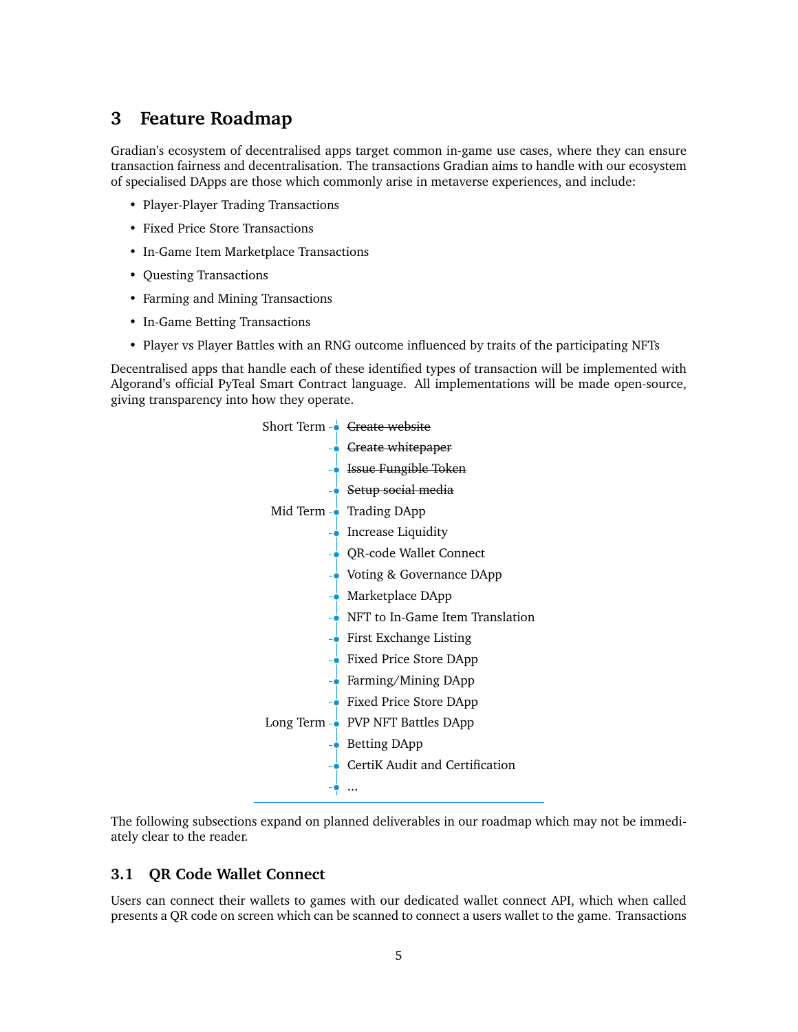## 3 Feature Roadmap

Gradian's ecosystem of decentralised apps target common in-game use cases, where they can ensure transaction fairness and decentralisation. The transactions Gradian aims to handle with our ecosystem of specialised DApps are those which commonly arise in metaverse experiences, and include:

- Player-Player Trading Transactions
- Fixed Price Store Transactions
- In-Game Item Marketplace Transactions
- Questing Transactions
- Farming and Mining Transactions
- In-Game Betting Transactions
- Player vs Player Battles with an RNG outcome influenced by traits of the participating NFTs

Decentralised apps that handle each of these identified types of transaction will be implemented with Algorand's official PyTeal Smart Contract language. All implementations will be made open-source, giving transparency into how they operate.

**Short Term**
- ~~Create website~~
- ~~Create whitepaper~~
- ~~Issue Fungible Token~~
- ~~Setup social media~~

**Mid Term**
- Trading DApp
- Increase Liquidity
- QR-code Wallet Connect
- Voting & Governance DApp
- Marketplace DApp
- NFT to In-Game Item Translation
- First Exchange Listing
- Fixed Price Store DApp
- Farming/Mining DApp
- Fixed Price Store DApp

**Long Term**
- PVP NFT Battles DApp
- Betting DApp
- CertiK Audit and Certification
- ...

The following subsections expand on planned deliverables in our roadmap which may not be immediately clear to the reader.

### 3.1 QR Code Wallet Connect

Users can connect their wallets to games with our dedicated wallet connect API, which when called presents a QR code on screen which can be scanned to connect a users wallet to the game. Transactions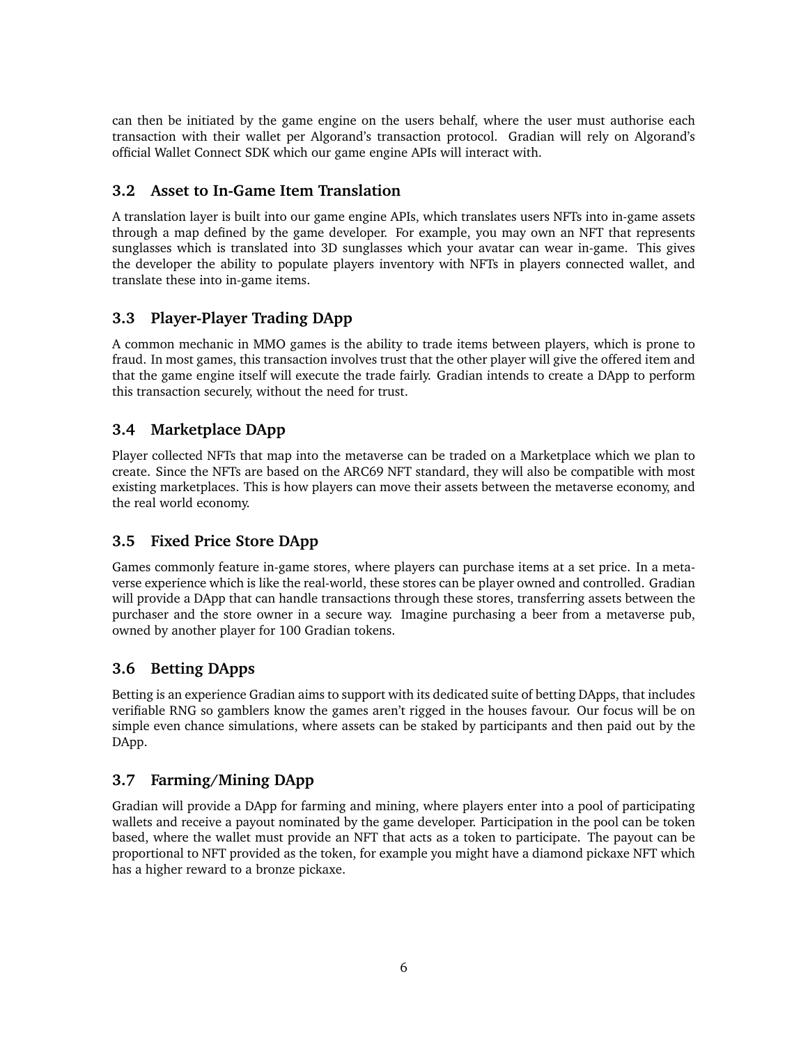can then be initiated by the game engine on the users behalf, where the user must authorise each transaction with their wallet per Algorand's transaction protocol. Gradian will rely on Algorand's official Wallet Connect SDK which our game engine APIs will interact with.

### 3.2 Asset to In-Game Item Translation

A translation layer is built into our game engine APIs, which translates users NFTs into in-game assets through a map defined by the game developer. For example, you may own an NFT that represents sunglasses which is translated into 3D sunglasses which your avatar can wear in-game. This gives the developer the ability to populate players inventory with NFTs in players connected wallet, and translate these into in-game items.

### 3.3 Player-Player Trading DApp

A common mechanic in MMO games is the ability to trade items between players, which is prone to fraud. In most games, this transaction involves trust that the other player will give the offered item and that the game engine itself will execute the trade fairly. Gradian intends to create a DApp to perform this transaction securely, without the need for trust.

### 3.4 Marketplace DApp

Player collected NFTs that map into the metaverse can be traded on a Marketplace which we plan to create. Since the NFTs are based on the ARC69 NFT standard, they will also be compatible with most existing marketplaces. This is how players can move their assets between the metaverse economy, and the real world economy.

### 3.5 Fixed Price Store DApp

Games commonly feature in-game stores, where players can purchase items at a set price. In a metaverse experience which is like the real-world, these stores can be player owned and controlled. Gradian will provide a DApp that can handle transactions through these stores, transferring assets between the purchaser and the store owner in a secure way. Imagine purchasing a beer from a metaverse pub, owned by another player for 100 Gradian tokens.

### 3.6 Betting DApps

Betting is an experience Gradian aims to support with its dedicated suite of betting DApps, that includes verifiable RNG so gamblers know the games aren't rigged in the houses favour. Our focus will be on simple even chance simulations, where assets can be staked by participants and then paid out by the DApp.

### 3.7 Farming/Mining DApp

Gradian will provide a DApp for farming and mining, where players enter into a pool of participating wallets and receive a payout nominated by the game developer. Participation in the pool can be token based, where the wallet must provide an NFT that acts as a token to participate. The payout can be proportional to NFT provided as the token, for example you might have a diamond pickaxe NFT which has a higher reward to a bronze pickaxe.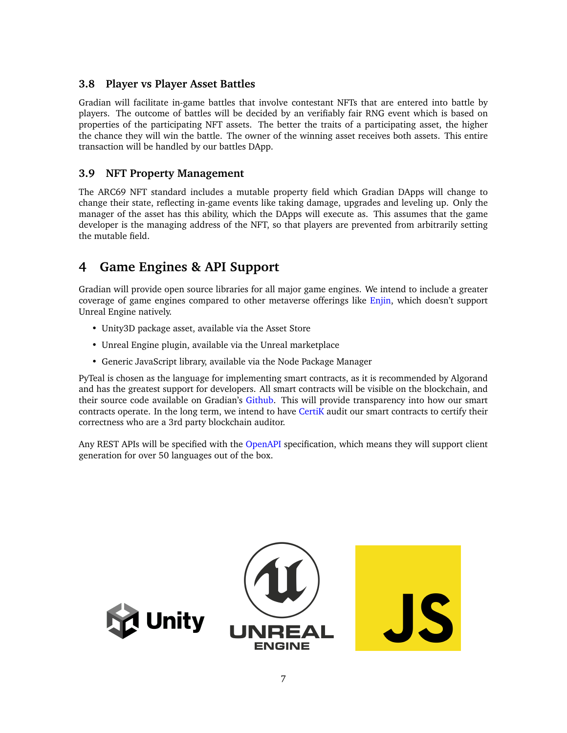### 3.8 Player vs Player Asset Battles

Gradian will facilitate in-game battles that involve contestant NFTs that are entered into battle by players. The outcome of battles will be decided by an verifiably fair RNG event which is based on properties of the participating NFT assets. The better the traits of a participating asset, the higher the chance they will win the battle. The owner of the winning asset receives both assets. This entire transaction will be handled by our battles DApp.

### 3.9 NFT Property Management

The ARC69 NFT standard includes a mutable property field which Gradian DApps will change to change their state, reflecting in-game events like taking damage, upgrades and leveling up. Only the manager of the asset has this ability, which the DApps will execute as. This assumes that the game developer is the managing address of the NFT, so that players are prevented from arbitrarily setting the mutable field.

## 4 Game Engines & API Support

Gradian will provide open source libraries for all major game engines. We intend to include a greater coverage of game engines compared to other metaverse offerings like Enjin, which doesn't support Unreal Engine natively.

- Unity3D package asset, available via the Asset Store
- Unreal Engine plugin, available via the Unreal marketplace
- Generic JavaScript library, available via the Node Package Manager

PyTeal is chosen as the language for implementing smart contracts, as it is recommended by Algorand and has the greatest support for developers. All smart contracts will be visible on the blockchain, and their source code available on Gradian's Github. This will provide transparency into how our smart contracts operate. In the long term, we intend to have CertiK audit our smart contracts to certify their correctness who are a 3rd party blockchain auditor.

Any REST APIs will be specified with the OpenAPI specification, which means they will support client generation for over 50 languages out of the box.